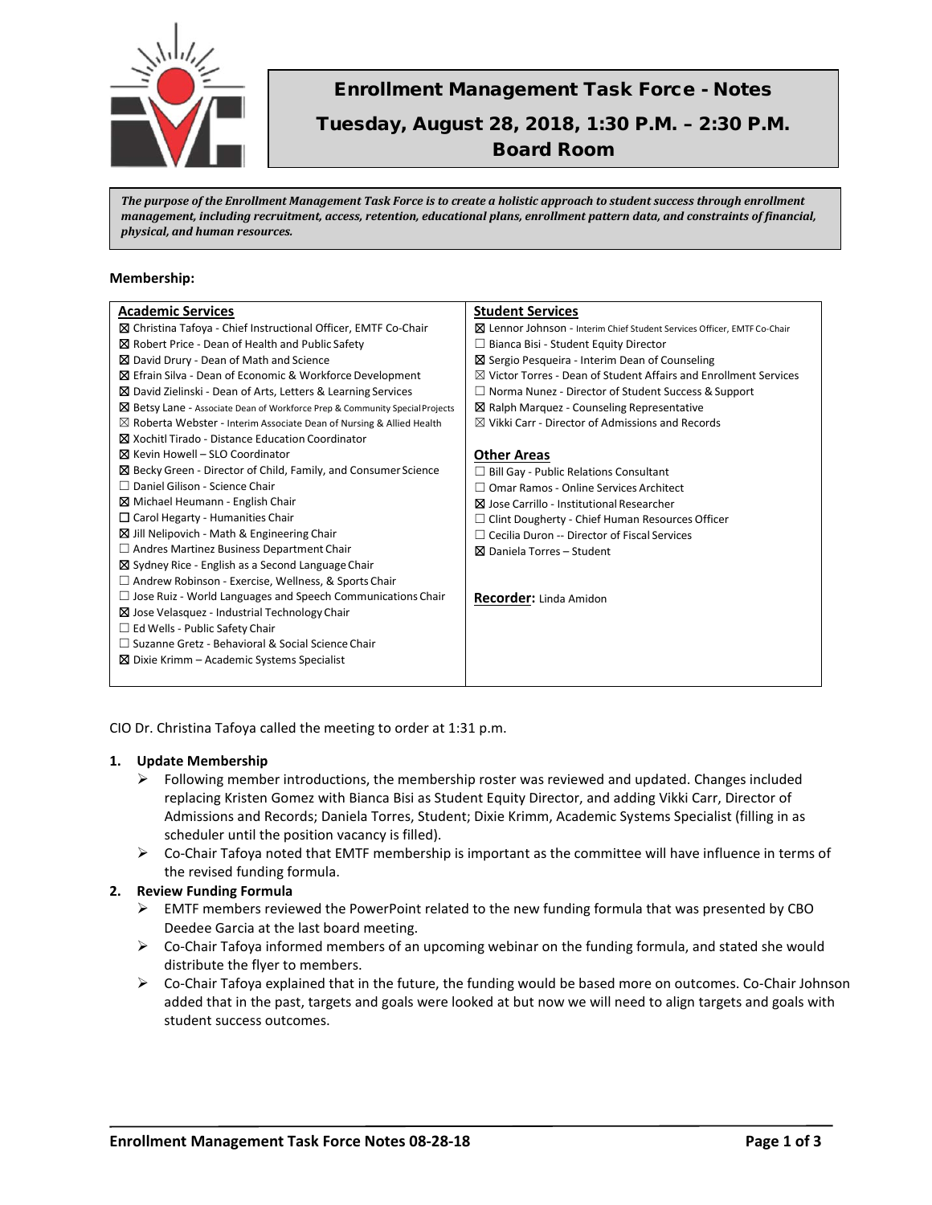# Enrollment Management Task Force - Notes

## Tuesday, August 28, 2018, 1:30 P.M. – 2:30 P.M.

## Board Room

***The purpose of the Enrollment Management Task Force is to create a holistic approach to student success through enrollment management, including recruitment, access, retention, educational plans, enrollment pattern data, and constraints of financial, physical, and human resources.***

**Membership:**

| Academic Services | Student Services |
|---|---|
| ☒ Christina Tafoya - Chief Instructional Officer, EMTF Co-Chair | ☒ Lennor Johnson - Interim Chief Student Services Officer, EMTF Co-Chair |
| ☒ Robert Price - Dean of Health and Public Safety | ☐ Bianca Bisi - Student Equity Director |
| ☒ David Drury - Dean of Math and Science | ☒ Sergio Pesqueira - Interim Dean of Counseling |
| ☒ Efrain Silva - Dean of Economic & Workforce Development | ☒ Victor Torres - Dean of Student Affairs and Enrollment Services |
| ☒ David Zielinski - Dean of Arts, Letters & Learning Services | ☐ Norma Nunez - Director of Student Success & Support |
| ☒ Betsy Lane - Associate Dean of Workforce Prep & Community Special Projects | ☒ Ralph Marquez - Counseling Representative |
| ☒ Roberta Webster - Interim Associate Dean of Nursing & Allied Health | ☒ Vikki Carr - Director of Admissions and Records |
| ☒ Xochitl Tirado - Distance Education Coordinator | |
| ☒ Kevin Howell – SLO Coordinator | **Other Areas** |
| ☒ Becky Green - Director of Child, Family, and Consumer Science | ☐ Bill Gay - Public Relations Consultant |
| ☐ Daniel Gilison - Science Chair | ☐ Omar Ramos - Online Services Architect |
| ☒ Michael Heumann - English Chair | ☒ Jose Carrillo - Institutional Researcher |
| ☐ Carol Hegarty - Humanities Chair | ☐ Clint Dougherty - Chief Human Resources Officer |
| ☒ Jill Nelipovich - Math & Engineering Chair | ☐ Cecilia Duron -- Director of Fiscal Services |
| ☐ Andres Martinez Business Department Chair | ☒ Daniela Torres – Student |
| ☒ Sydney Rice - English as a Second Language Chair | |
| ☐ Andrew Robinson - Exercise, Wellness, & Sports Chair | |
| ☐ Jose Ruiz - World Languages and Speech Communications Chair | **Recorder:** Linda Amidon |
| ☒ Jose Velasquez - Industrial Technology Chair | |
| ☐ Ed Wells - Public Safety Chair | |
| ☐ Suzanne Gretz - Behavioral & Social Science Chair | |
| ☒ Dixie Krimm – Academic Systems Specialist | |

CIO Dr. Christina Tafoya called the meeting to order at 1:31 p.m.

1. **Update Membership**
   - Following member introductions, the membership roster was reviewed and updated. Changes included replacing Kristen Gomez with Bianca Bisi as Student Equity Director, and adding Vikki Carr, Director of Admissions and Records; Daniela Torres, Student; Dixie Krimm, Academic Systems Specialist (filling in as scheduler until the position vacancy is filled).
   - Co-Chair Tafoya noted that EMTF membership is important as the committee will have influence in terms of the revised funding formula.
2. **Review Funding Formula**
   - EMTF members reviewed the PowerPoint related to the new funding formula that was presented by CBO Deedee Garcia at the last board meeting.
   - Co-Chair Tafoya informed members of an upcoming webinar on the funding formula, and stated she would distribute the flyer to members.
   - Co-Chair Tafoya explained that in the future, the funding would be based more on outcomes. Co-Chair Johnson added that in the past, targets and goals were looked at but now we will need to align targets and goals with student success outcomes.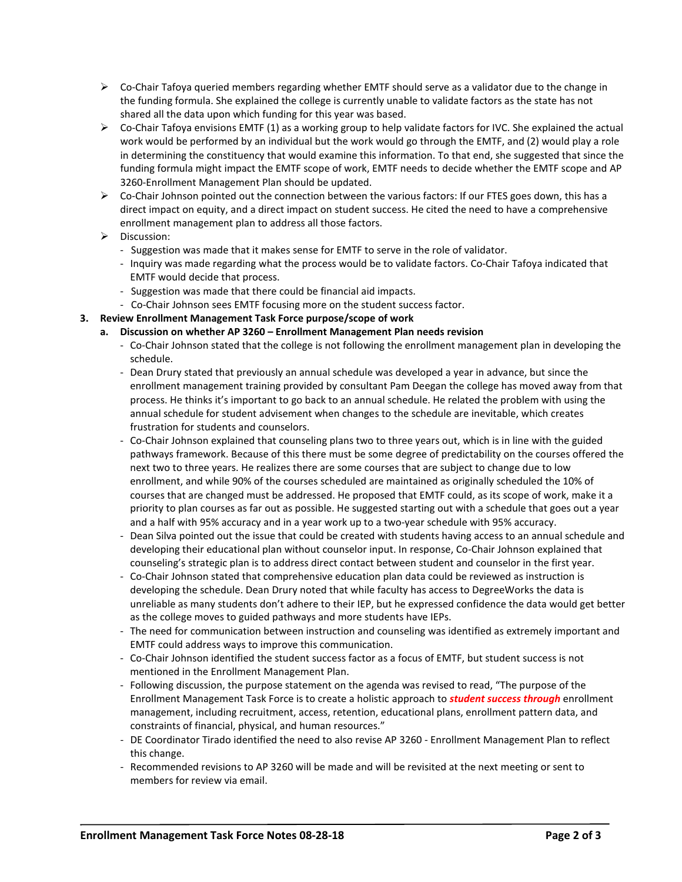- Co-Chair Tafoya queried members regarding whether EMTF should serve as a validator due to the change in the funding formula. She explained the college is currently unable to validate factors as the state has not shared all the data upon which funding for this year was based.
- Co-Chair Tafoya envisions EMTF (1) as a working group to help validate factors for IVC. She explained the actual work would be performed by an individual but the work would go through the EMTF, and (2) would play a role in determining the constituency that would examine this information. To that end, she suggested that since the funding formula might impact the EMTF scope of work, EMTF needs to decide whether the EMTF scope and AP 3260-Enrollment Management Plan should be updated.
- Co-Chair Johnson pointed out the connection between the various factors: If our FTES goes down, this has a direct impact on equity, and a direct impact on student success. He cited the need to have a comprehensive enrollment management plan to address all those factors.
- Discussion:
  - Suggestion was made that it makes sense for EMTF to serve in the role of validator.
  - Inquiry was made regarding what the process would be to validate factors. Co-Chair Tafoya indicated that EMTF would decide that process.
  - Suggestion was made that there could be financial aid impacts.
  - Co-Chair Johnson sees EMTF focusing more on the student success factor.

**3. Review Enrollment Management Task Force purpose/scope of work**

**a. Discussion on whether AP 3260 – Enrollment Management Plan needs revision**

- Co-Chair Johnson stated that the college is not following the enrollment management plan in developing the schedule.
- Dean Drury stated that previously an annual schedule was developed a year in advance, but since the enrollment management training provided by consultant Pam Deegan the college has moved away from that process. He thinks it's important to go back to an annual schedule. He related the problem with using the annual schedule for student advisement when changes to the schedule are inevitable, which creates frustration for students and counselors.
- Co-Chair Johnson explained that counseling plans two to three years out, which is in line with the guided pathways framework. Because of this there must be some degree of predictability on the courses offered the next two to three years. He realizes there are some courses that are subject to change due to low enrollment, and while 90% of the courses scheduled are maintained as originally scheduled the 10% of courses that are changed must be addressed. He proposed that EMTF could, as its scope of work, make it a priority to plan courses as far out as possible. He suggested starting out with a schedule that goes out a year and a half with 95% accuracy and in a year work up to a two-year schedule with 95% accuracy.
- Dean Silva pointed out the issue that could be created with students having access to an annual schedule and developing their educational plan without counselor input. In response, Co-Chair Johnson explained that counseling's strategic plan is to address direct contact between student and counselor in the first year.
- Co-Chair Johnson stated that comprehensive education plan data could be reviewed as instruction is developing the schedule. Dean Drury noted that while faculty has access to DegreeWorks the data is unreliable as many students don't adhere to their IEP, but he expressed confidence the data would get better as the college moves to guided pathways and more students have IEPs.
- The need for communication between instruction and counseling was identified as extremely important and EMTF could address ways to improve this communication.
- Co-Chair Johnson identified the student success factor as a focus of EMTF, but student success is not mentioned in the Enrollment Management Plan.
- Following discussion, the purpose statement on the agenda was revised to read, "The purpose of the Enrollment Management Task Force is to create a holistic approach to ***student success through*** enrollment management, including recruitment, access, retention, educational plans, enrollment pattern data, and constraints of financial, physical, and human resources."
- DE Coordinator Tirado identified the need to also revise AP 3260 - Enrollment Management Plan to reflect this change.
- Recommended revisions to AP 3260 will be made and will be revisited at the next meeting or sent to members for review via email.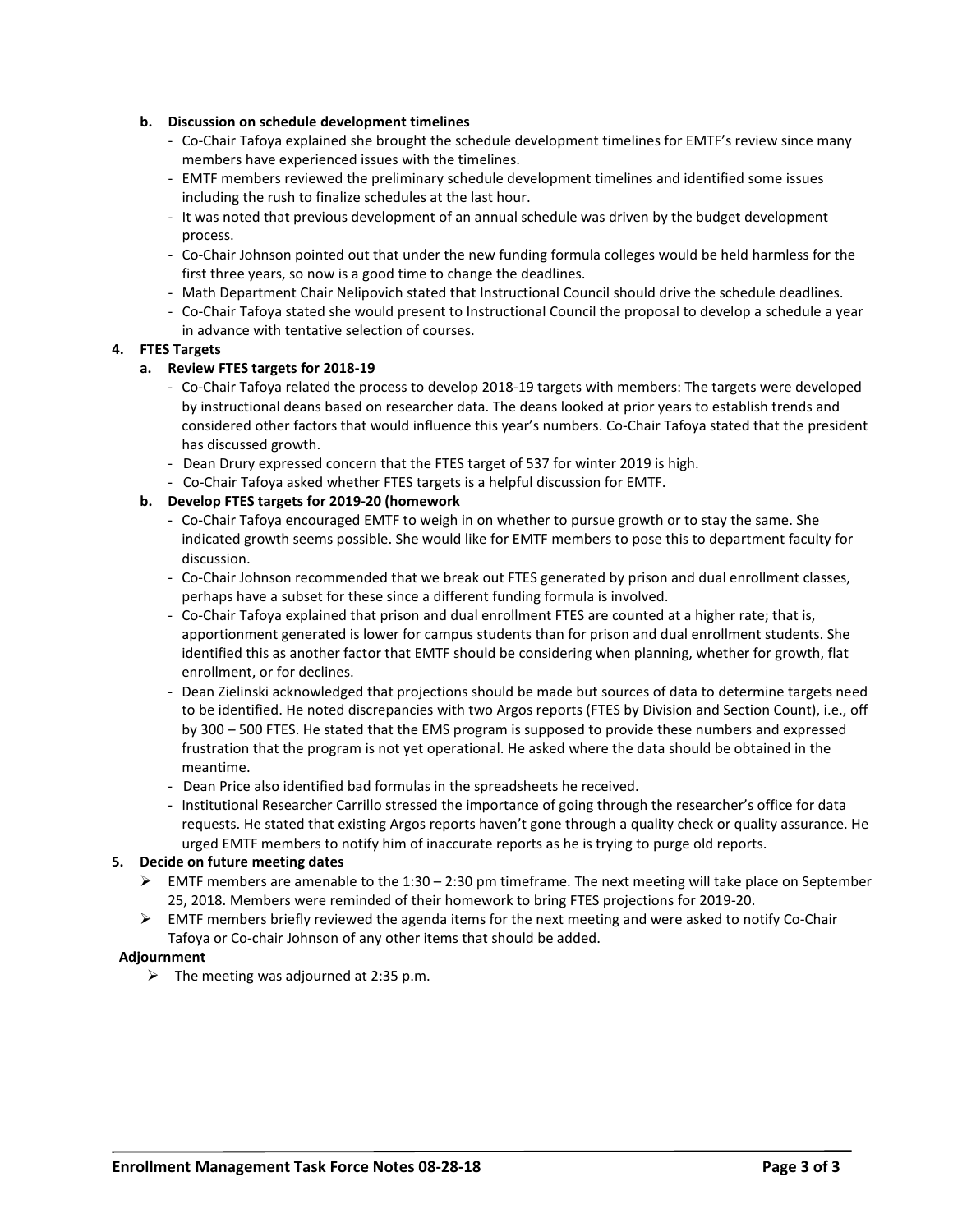**b. Discussion on schedule development timelines**

- Co-Chair Tafoya explained she brought the schedule development timelines for EMTF's review since many members have experienced issues with the timelines.
- EMTF members reviewed the preliminary schedule development timelines and identified some issues including the rush to finalize schedules at the last hour.
- It was noted that previous development of an annual schedule was driven by the budget development process.
- Co-Chair Johnson pointed out that under the new funding formula colleges would be held harmless for the first three years, so now is a good time to change the deadlines.
- Math Department Chair Nelipovich stated that Instructional Council should drive the schedule deadlines.
- Co-Chair Tafoya stated she would present to Instructional Council the proposal to develop a schedule a year in advance with tentative selection of courses.

**4. FTES Targets**

**a. Review FTES targets for 2018-19**

- Co-Chair Tafoya related the process to develop 2018-19 targets with members: The targets were developed by instructional deans based on researcher data. The deans looked at prior years to establish trends and considered other factors that would influence this year's numbers. Co-Chair Tafoya stated that the president has discussed growth.
- Dean Drury expressed concern that the FTES target of 537 for winter 2019 is high.
- Co-Chair Tafoya asked whether FTES targets is a helpful discussion for EMTF.

**b. Develop FTES targets for 2019-20 (homework**

- Co-Chair Tafoya encouraged EMTF to weigh in on whether to pursue growth or to stay the same. She indicated growth seems possible. She would like for EMTF members to pose this to department faculty for discussion.
- Co-Chair Johnson recommended that we break out FTES generated by prison and dual enrollment classes, perhaps have a subset for these since a different funding formula is involved.
- Co-Chair Tafoya explained that prison and dual enrollment FTES are counted at a higher rate; that is, apportionment generated is lower for campus students than for prison and dual enrollment students. She identified this as another factor that EMTF should be considering when planning, whether for growth, flat enrollment, or for declines.
- Dean Zielinski acknowledged that projections should be made but sources of data to determine targets need to be identified. He noted discrepancies with two Argos reports (FTES by Division and Section Count), i.e., off by 300 – 500 FTES. He stated that the EMS program is supposed to provide these numbers and expressed frustration that the program is not yet operational. He asked where the data should be obtained in the meantime.
- Dean Price also identified bad formulas in the spreadsheets he received.
- Institutional Researcher Carrillo stressed the importance of going through the researcher's office for data requests. He stated that existing Argos reports haven't gone through a quality check or quality assurance. He urged EMTF members to notify him of inaccurate reports as he is trying to purge old reports.

**5. Decide on future meeting dates**

- EMTF members are amenable to the 1:30 – 2:30 pm timeframe. The next meeting will take place on September 25, 2018. Members were reminded of their homework to bring FTES projections for 2019-20.
- EMTF members briefly reviewed the agenda items for the next meeting and were asked to notify Co-Chair Tafoya or Co-chair Johnson of any other items that should be added.

**Adjournment**

- The meeting was adjourned at 2:35 p.m.